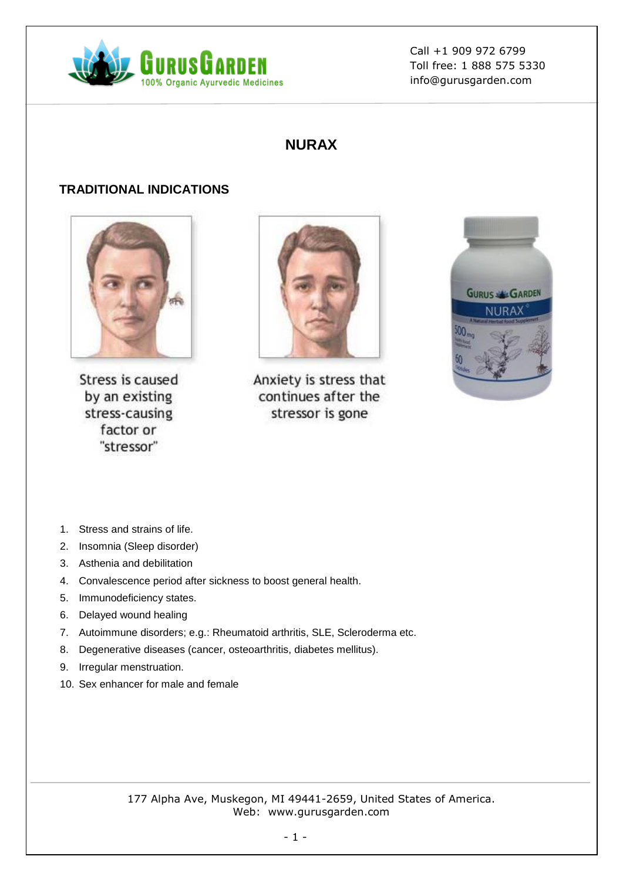# NURAX

## TRADITIONAL INDICATIONS

Stress is caused by an existing stress-causing factor or "stressor"

Anxiety is stress that continues after the stressor is gone

1. Stress and strains of life.
2. Insomnia (Sleep disorder)
3. Asthenia and debilitation
4. Convalescence period after sickness to boost general health.
5. Immunodeficiency states.
6. Delayed wound healing
7. Autoimmune disorders; e.g.: Rheumatoid arthritis, SLE, Scleroderma etc.
8. Degenerative diseases (cancer, osteoarthritis, diabetes mellitus).
9. Irregular menstruation.
10. Sex enhancer for male and female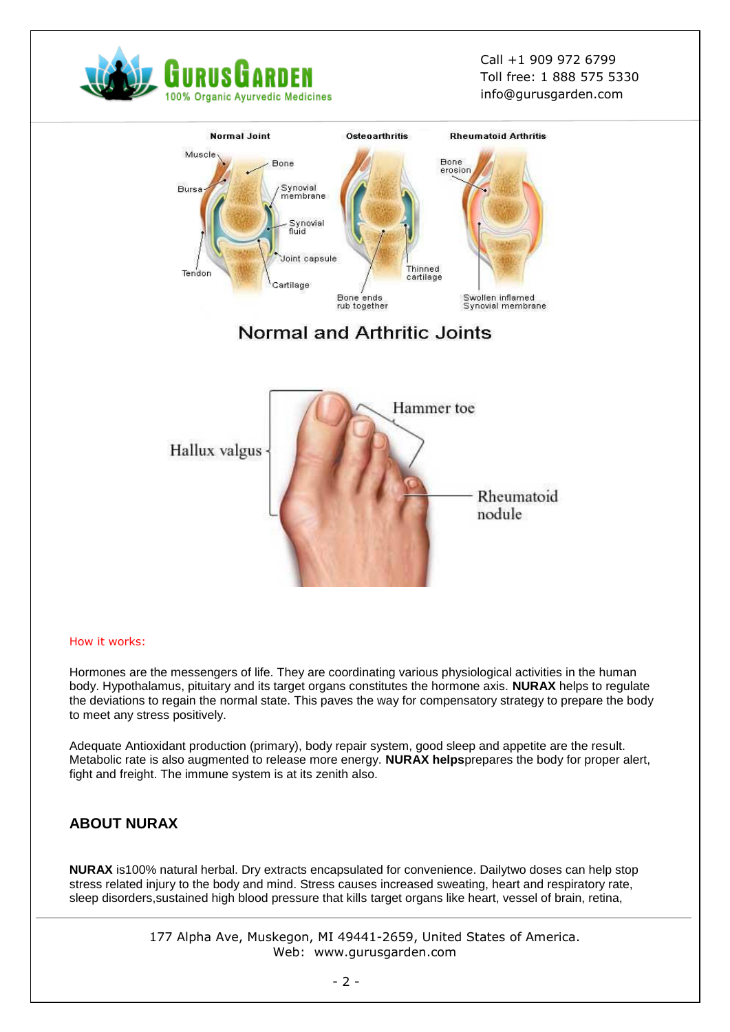Normal Joint

Muscle

Bone

Bursa

Synovial membrane

Synovial fluid

Joint capsule

Tendon

Cartilage

Osteoarthritis

Thinned cartilage

Bone ends rub together

Rheumatoid Arthritis

Bone erosion

Swollen inflamed Synovial membrane

Normal and Arthritic Joints

Hammer toe

Hallux valgus

Rheumatoid nodule

How it works:

Hormones are the messengers of life. They are coordinating various physiological activities in the human body. Hypothalamus, pituitary and its target organs constitutes the hormone axis. **NURAX** helps to regulate the deviations to regain the normal state. This paves the way for compensatory strategy to prepare the body to meet any stress positively.

Adequate Antioxidant production (primary), body repair system, good sleep and appetite are the result. Metabolic rate is also augmented to release more energy. **NURAX helps**prepares the body for proper alert, fight and freight. The immune system is at its zenith also.

## ABOUT NURAX

**NURAX** is100% natural herbal. Dry extracts encapsulated for convenience. Dailytwo doses can help stop stress related injury to the body and mind. Stress causes increased sweating, heart and respiratory rate, sleep disorders,sustained high blood pressure that kills target organs like heart, vessel of brain, retina,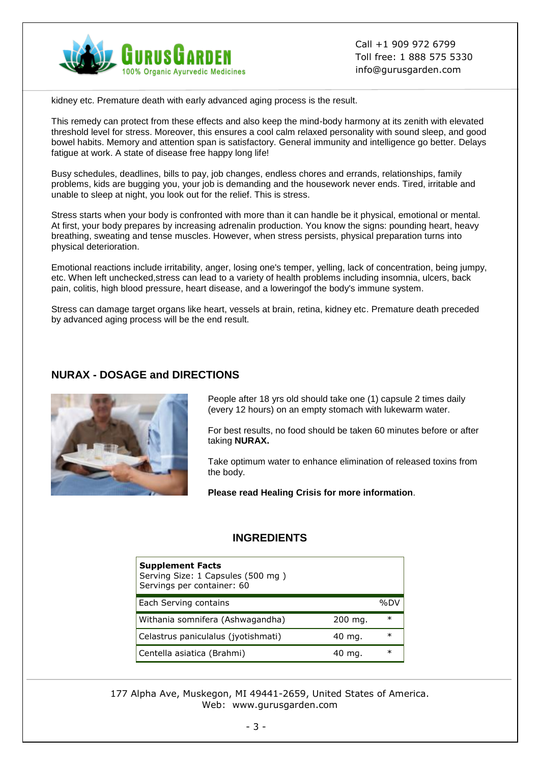kidney etc. Premature death with early advanced aging process is the result.

This remedy can protect from these effects and also keep the mind-body harmony at its zenith with elevated threshold level for stress. Moreover, this ensures a cool calm relaxed personality with sound sleep, and good bowel habits. Memory and attention span is satisfactory. General immunity and intelligence go better. Delays fatigue at work. A state of disease free happy long life!

Busy schedules, deadlines, bills to pay, job changes, endless chores and errands, relationships, family problems, kids are bugging you, your job is demanding and the housework never ends. Tired, irritable and unable to sleep at night, you look out for the relief. This is stress.

Stress starts when your body is confronted with more than it can handle be it physical, emotional or mental. At first, your body prepares by increasing adrenalin production. You know the signs: pounding heart, heavy breathing, sweating and tense muscles. However, when stress persists, physical preparation turns into physical deterioration.

Emotional reactions include irritability, anger, losing one's temper, yelling, lack of concentration, being jumpy, etc. When left unchecked,stress can lead to a variety of health problems including insomnia, ulcers, back pain, colitis, high blood pressure, heart disease, and a loweringof the body's immune system.

Stress can damage target organs like heart, vessels at brain, retina, kidney etc. Premature death preceded by advanced aging process will be the end result.

## NURAX - DOSAGE and DIRECTIONS

People after 18 yrs old should take one (1) capsule 2 times daily (every 12 hours) on an empty stomach with lukewarm water.

For best results, no food should be taken 60 minutes before or after taking **NURAX.**

Take optimum water to enhance elimination of released toxins from the body.

**Please read Healing Crisis for more information**.

## INGREDIENTS

**Supplement Facts**
Serving Size: 1 Capsules (500 mg )
Servings per container: 60

| Each Serving contains | | %DV |
|---|---|---|
| Withania somnifera (Ashwagandha) | 200 mg. | * |
| Celastrus paniculalus (jyotishmati) | 40 mg. | * |
| Centella asiatica (Brahmi) | 40 mg. | * |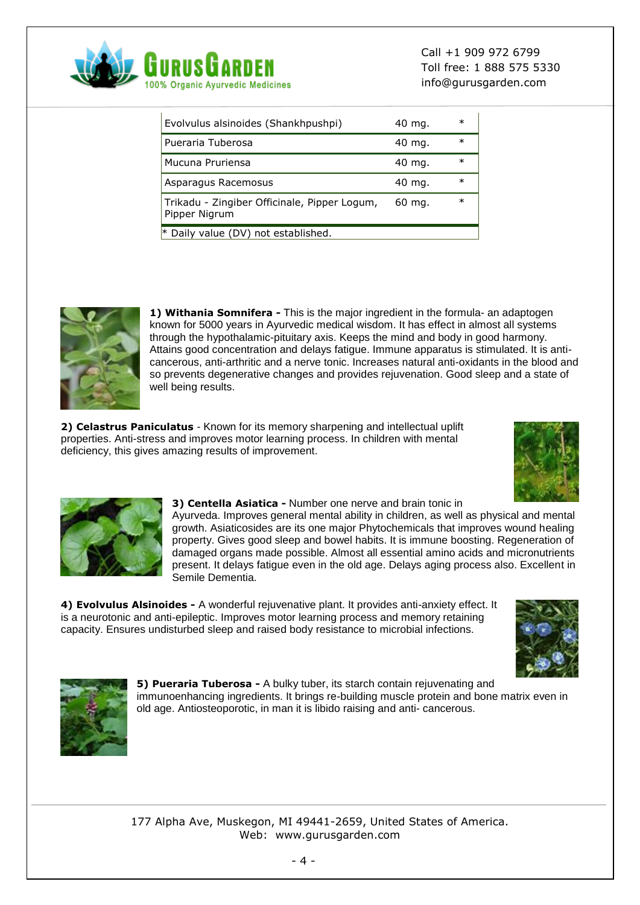| | | |
|---|---|---|
| Evolvulus alsinoides (Shankhpushpi) | 40 mg. | * |
| Pueraria Tuberosa | 40 mg. | * |
| Mucuna Pruriensa | 40 mg. | * |
| Asparagus Racemosus | 40 mg. | * |
| Trikadu - Zingiber Officinale, Pipper Logum, Pipper Nigrum | 60 mg. | * |

* Daily value (DV) not established.

**1) Withania Somnifera -** This is the major ingredient in the formula- an adaptogen known for 5000 years in Ayurvedic medical wisdom. It has effect in almost all systems through the hypothalamic-pituitary axis. Keeps the mind and body in good harmony. Attains good concentration and delays fatigue. Immune apparatus is stimulated. It is anti-cancerous, anti-arthritic and a nerve tonic. Increases natural anti-oxidants in the blood and so prevents degenerative changes and provides rejuvenation. Good sleep and a state of well being results.

**2) Celastrus Paniculatus** - Known for its memory sharpening and intellectual uplift properties. Anti-stress and improves motor learning process. In children with mental deficiency, this gives amazing results of improvement.

**3) Centella Asiatica -** Number one nerve and brain tonic in Ayurveda. Improves general mental ability in children, as well as physical and mental growth. Asiaticosides are its one major Phytochemicals that improves wound healing property. Gives good sleep and bowel habits. It is immune boosting. Regeneration of damaged organs made possible. Almost all essential amino acids and micronutrients present. It delays fatigue even in the old age. Delays aging process also. Excellent in Semile Dementia.

**4) Evolvulus Alsinoides -** A wonderful rejuvenative plant. It provides anti-anxiety effect. It is a neurotonic and anti-epileptic. Improves motor learning process and memory retaining capacity. Ensures undisturbed sleep and raised body resistance to microbial infections.

**5) Pueraria Tuberosa -** A bulky tuber, its starch contain rejuvenating and immunoenhancing ingredients. It brings re-building muscle protein and bone matrix even in old age. Antiosteoporotic, in man it is libido raising and anti- cancerous.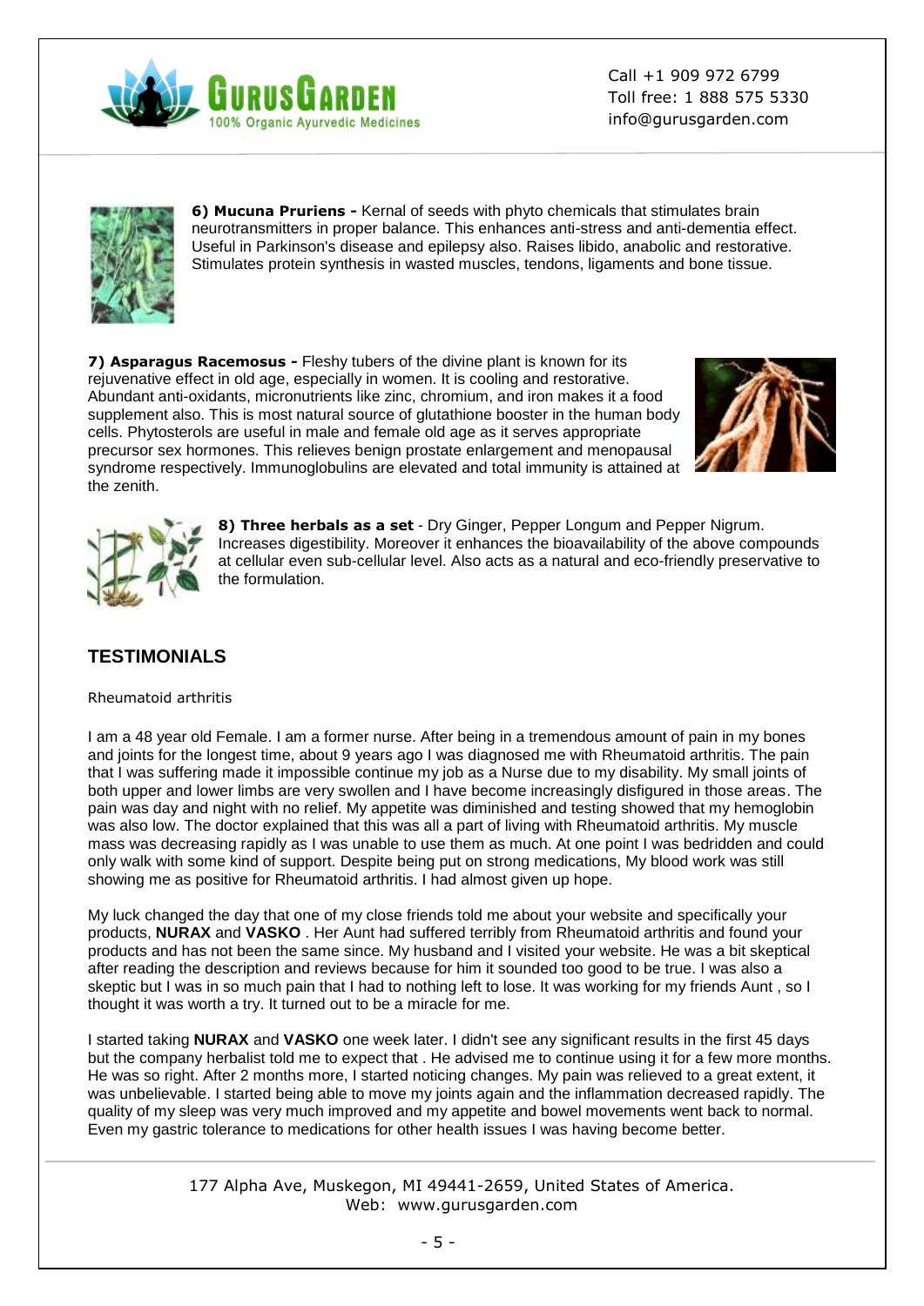**6) Mucuna Pruriens -** Kernal of seeds with phyto chemicals that stimulates brain neurotransmitters in proper balance. This enhances anti-stress and anti-dementia effect. Useful in Parkinson's disease and epilepsy also. Raises libido, anabolic and restorative. Stimulates protein synthesis in wasted muscles, tendons, ligaments and bone tissue.

**7) Asparagus Racemosus -** Fleshy tubers of the divine plant is known for its rejuvenative effect in old age, especially in women. It is cooling and restorative. Abundant anti-oxidants, micronutrients like zinc, chromium, and iron makes it a food supplement also. This is most natural source of glutathione booster in the human body cells. Phytosterols are useful in male and female old age as it serves appropriate precursor sex hormones. This relieves benign prostate enlargement and menopausal syndrome respectively. Immunoglobulins are elevated and total immunity is attained at the zenith.

**8) Three herbals as a set** - Dry Ginger, Pepper Longum and Pepper Nigrum. Increases digestibility. Moreover it enhances the bioavailability of the above compounds at cellular even sub-cellular level. Also acts as a natural and eco-friendly preservative to the formulation.

## TESTIMONIALS

Rheumatoid arthritis

I am a 48 year old Female. I am a former nurse. After being in a tremendous amount of pain in my bones and joints for the longest time, about 9 years ago I was diagnosed me with Rheumatoid arthritis. The pain that I was suffering made it impossible continue my job as a Nurse due to my disability. My small joints of both upper and lower limbs are very swollen and I have become increasingly disfigured in those areas. The pain was day and night with no relief. My appetite was diminished and testing showed that my hemoglobin was also low. The doctor explained that this was all a part of living with Rheumatoid arthritis. My muscle mass was decreasing rapidly as I was unable to use them as much. At one point I was bedridden and could only walk with some kind of support. Despite being put on strong medications, My blood work was still showing me as positive for Rheumatoid arthritis. I had almost given up hope.

My luck changed the day that one of my close friends told me about your website and specifically your products, **NURAX** and **VASKO** . Her Aunt had suffered terribly from Rheumatoid arthritis and found your products and has not been the same since. My husband and I visited your website. He was a bit skeptical after reading the description and reviews because for him it sounded too good to be true. I was also a skeptic but I was in so much pain that I had to nothing left to lose. It was working for my friends Aunt , so I thought it was worth a try. It turned out to be a miracle for me.

I started taking **NURAX** and **VASKO** one week later. I didn't see any significant results in the first 45 days but the company herbalist told me to expect that . He advised me to continue using it for a few more months. He was so right. After 2 months more, I started noticing changes. My pain was relieved to a great extent, it was unbelievable. I started being able to move my joints again and the inflammation decreased rapidly. The quality of my sleep was very much improved and my appetite and bowel movements went back to normal. Even my gastric tolerance to medications for other health issues I was having become better.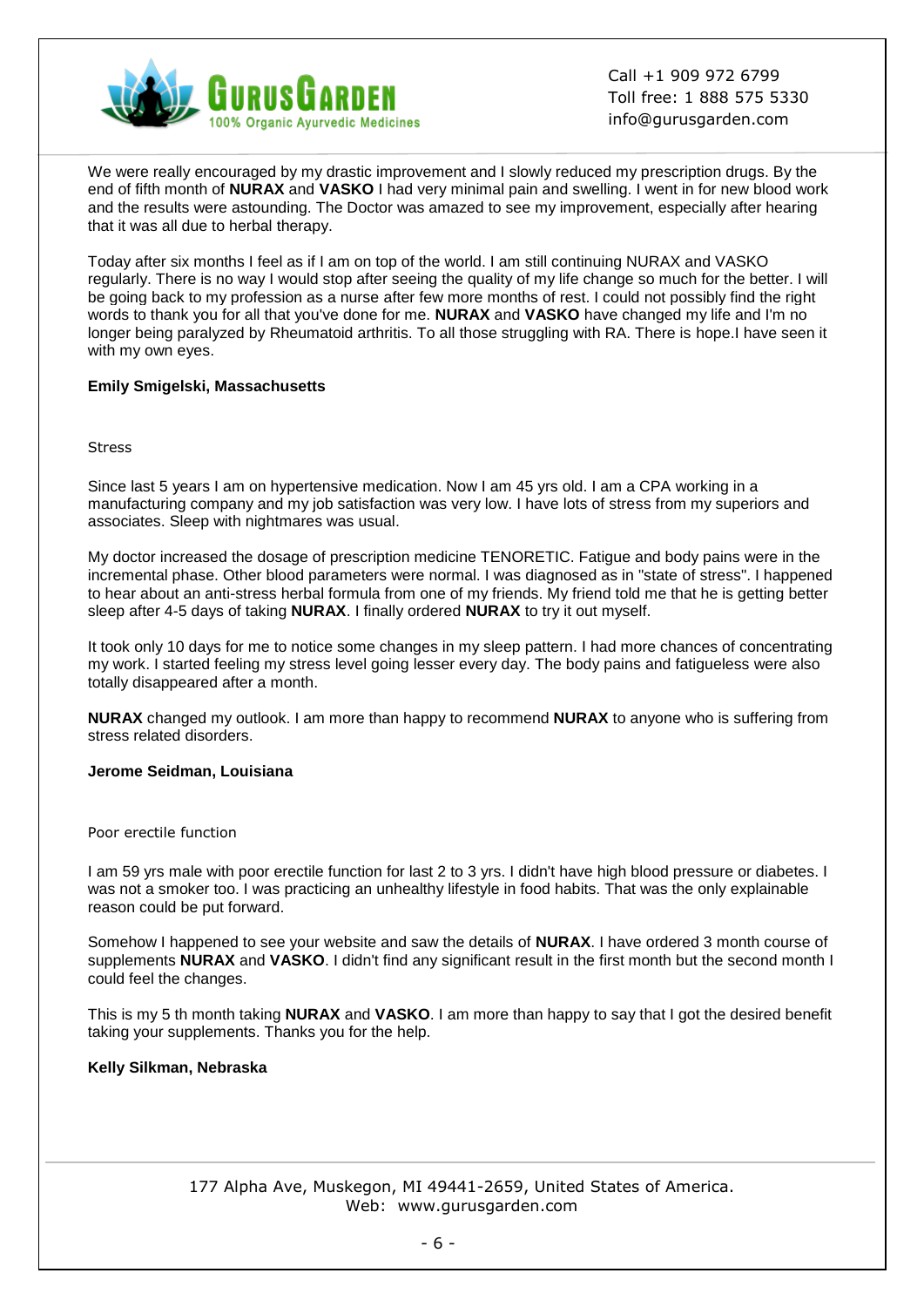We were really encouraged by my drastic improvement and I slowly reduced my prescription drugs. By the end of fifth month of **NURAX** and **VASKO** I had very minimal pain and swelling. I went in for new blood work and the results were astounding. The Doctor was amazed to see my improvement, especially after hearing that it was all due to herbal therapy.

Today after six months I feel as if I am on top of the world. I am still continuing NURAX and VASKO regularly. There is no way I would stop after seeing the quality of my life change so much for the better. I will be going back to my profession as a nurse after few more months of rest. I could not possibly find the right words to thank you for all that you've done for me. **NURAX** and **VASKO** have changed my life and I'm no longer being paralyzed by Rheumatoid arthritis. To all those struggling with RA. There is hope.I have seen it with my own eyes.

**Emily Smigelski, Massachusetts**

Stress

Since last 5 years I am on hypertensive medication. Now I am 45 yrs old. I am a CPA working in a manufacturing company and my job satisfaction was very low. I have lots of stress from my superiors and associates. Sleep with nightmares was usual.

My doctor increased the dosage of prescription medicine TENORETIC. Fatigue and body pains were in the incremental phase. Other blood parameters were normal. I was diagnosed as in "state of stress". I happened to hear about an anti-stress herbal formula from one of my friends. My friend told me that he is getting better sleep after 4-5 days of taking **NURAX**. I finally ordered **NURAX** to try it out myself.

It took only 10 days for me to notice some changes in my sleep pattern. I had more chances of concentrating my work. I started feeling my stress level going lesser every day. The body pains and fatigueless were also totally disappeared after a month.

**NURAX** changed my outlook. I am more than happy to recommend **NURAX** to anyone who is suffering from stress related disorders.

**Jerome Seidman, Louisiana**

Poor erectile function

I am 59 yrs male with poor erectile function for last 2 to 3 yrs. I didn't have high blood pressure or diabetes. I was not a smoker too. I was practicing an unhealthy lifestyle in food habits. That was the only explainable reason could be put forward.

Somehow I happened to see your website and saw the details of **NURAX**. I have ordered 3 month course of supplements **NURAX** and **VASKO**. I didn't find any significant result in the first month but the second month I could feel the changes.

This is my 5 th month taking **NURAX** and **VASKO**. I am more than happy to say that I got the desired benefit taking your supplements. Thanks you for the help.

**Kelly Silkman, Nebraska**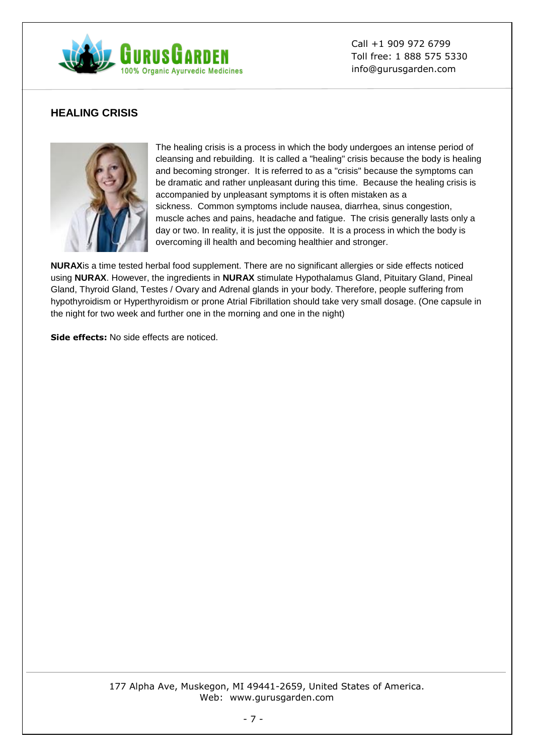## HEALING CRISIS

The healing crisis is a process in which the body undergoes an intense period of cleansing and rebuilding. It is called a "healing" crisis because the body is healing and becoming stronger. It is referred to as a "crisis" because the symptoms can be dramatic and rather unpleasant during this time. Because the healing crisis is accompanied by unpleasant symptoms it is often mistaken as a sickness. Common symptoms include nausea, diarrhea, sinus congestion, muscle aches and pains, headache and fatigue. The crisis generally lasts only a day or two. In reality, it is just the opposite. It is a process in which the body is overcoming ill health and becoming healthier and stronger.

**NURAX**is a time tested herbal food supplement. There are no significant allergies or side effects noticed using **NURAX**. However, the ingredients in **NURAX** stimulate Hypothalamus Gland, Pituitary Gland, Pineal Gland, Thyroid Gland, Testes / Ovary and Adrenal glands in your body. Therefore, people suffering from hypothyroidism or Hyperthyroidism or prone Atrial Fibrillation should take very small dosage. (One capsule in the night for two week and further one in the morning and one in the night)

**Side effects:** No side effects are noticed.